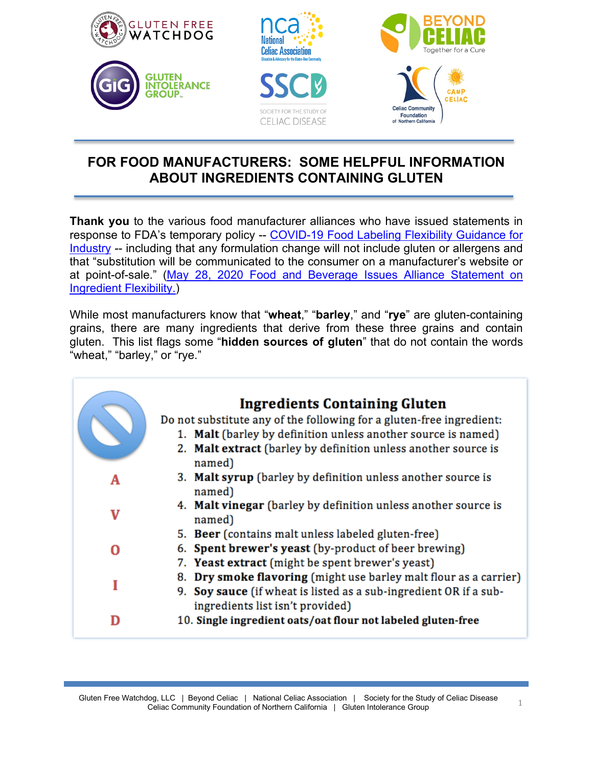# FOR FOOD MANUFACTURERS: SOME HELPFUL INFORMATION ABOUT INGREDIENTS CONTAINING GLUTEN

**Thank you** to the various food manufacturer alliances who have issued statements in response to FDA's temporary policy -- COVID-19 Food Labeling Flexibility Guidance for Industry -- including that any formulation change will not include gluten or allergens and that "substitution will be communicated to the consumer on a manufacturer's website or at point-of-sale." (May 28, 2020 Food and Beverage Issues Alliance Statement on Ingredient Flexibility.)

While most manufacturers know that "**wheat**," "**barley**," and "**rye**" are gluten-containing grains, there are many ingredients that derive from these three grains and contain gluten. This list flags some "**hidden sources of gluten**" that do not contain the words "wheat," "barley," or "rye."

## Ingredients Containing Gluten

**AVOID**

Do not substitute any of the following for a gluten-free ingredient:

1. **Malt** (barley by definition unless another source is named)
2. **Malt extract** (barley by definition unless another source is named)
3. **Malt syrup** (barley by definition unless another source is named)
4. **Malt vinegar** (barley by definition unless another source is named)
5. **Beer** (contains malt unless labeled gluten-free)
6. **Spent brewer's yeast** (by-product of beer brewing)
7. **Yeast extract** (might be spent brewer's yeast)
8. **Dry smoke flavoring** (might use barley malt flour as a carrier)
9. **Soy sauce** (if wheat is listed as a sub-ingredient OR if a sub-ingredients list isn't provided)
10. **Single ingredient oats/oat flour not labeled gluten-free**

Gluten Free Watchdog, LLC | Beyond Celiac | National Celiac Association | Society for the Study of Celiac Disease
Celiac Community Foundation of Northern California | Gluten Intolerance Group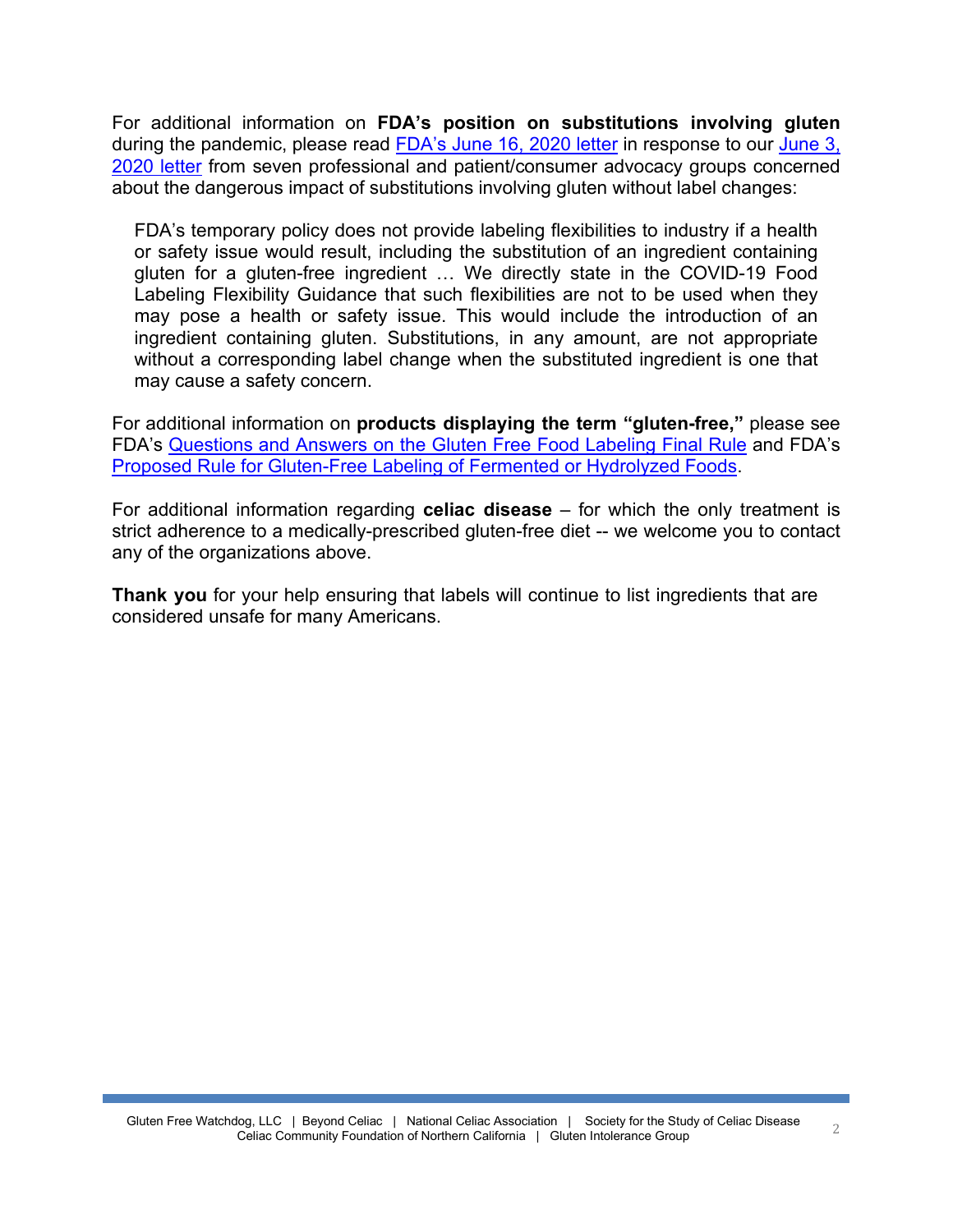For additional information on **FDA's position on substitutions involving gluten** during the pandemic, please read [FDA's June 16, 2020 letter]() in response to our [June 3, 2020 letter]() from seven professional and patient/consumer advocacy groups concerned about the dangerous impact of substitutions involving gluten without label changes:

> FDA's temporary policy does not provide labeling flexibilities to industry if a health or safety issue would result, including the substitution of an ingredient containing gluten for a gluten-free ingredient … We directly state in the COVID-19 Food Labeling Flexibility Guidance that such flexibilities are not to be used when they may pose a health or safety issue. This would include the introduction of an ingredient containing gluten. Substitutions, in any amount, are not appropriate without a corresponding label change when the substituted ingredient is one that may cause a safety concern.

For additional information on **products displaying the term "gluten-free,"** please see FDA's [Questions and Answers on the Gluten Free Food Labeling Final Rule]() and FDA's [Proposed Rule for Gluten-Free Labeling of Fermented or Hydrolyzed Foods]().

For additional information regarding **celiac disease** – for which the only treatment is strict adherence to a medically-prescribed gluten-free diet -- we welcome you to contact any of the organizations above.

**Thank you** for your help ensuring that labels will continue to list ingredients that are considered unsafe for many Americans.

Gluten Free Watchdog, LLC | Beyond Celiac | National Celiac Association | Society for the Study of Celiac Disease
Celiac Community Foundation of Northern California | Gluten Intolerance Group